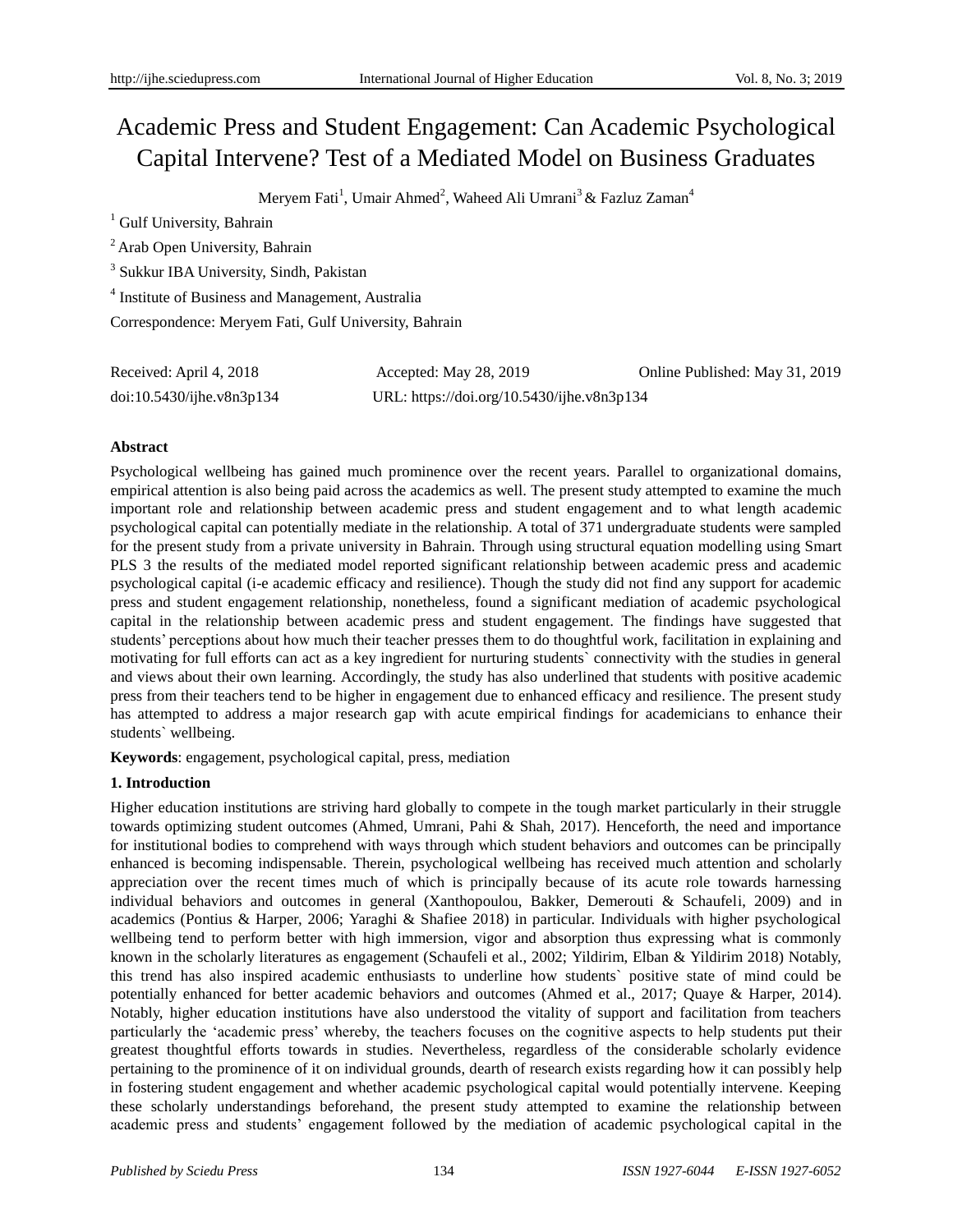# Academic Press and Student Engagement: Can Academic Psychological Capital Intervene? Test of a Mediated Model on Business Graduates

Meryem Fati[1], Umair Ahmed[2], Waheed Ali Umrani[3] & Fazluz Zaman[4]

[1] Gulf University, Bahrain

[2] Arab Open University, Bahrain

[3] Sukkur IBA University, Sindh, Pakistan

[4] Institute of Business and Management, Australia

Correspondence: Meryem Fati, Gulf University, Bahrain

Received: April 4, 2018 Accepted: May 28, 2019 Online Published: May 31, 2019

doi:10.5430/ijhe.v8n3p134 URL: https://doi.org/10.5430/ijhe.v8n3p134

## Abstract

Psychological wellbeing has gained much prominence over the recent years. Parallel to organizational domains, empirical attention is also being paid across the academics as well. The present study attempted to examine the much important role and relationship between academic press and student engagement and to what length academic psychological capital can potentially mediate in the relationship. A total of 371 undergraduate students were sampled for the present study from a private university in Bahrain. Through using structural equation modelling using Smart PLS 3 the results of the mediated model reported significant relationship between academic press and academic psychological capital (i-e academic efficacy and resilience). Though the study did not find any support for academic press and student engagement relationship, nonetheless, found a significant mediation of academic psychological capital in the relationship between academic press and student engagement. The findings have suggested that students' perceptions about how much their teacher presses them to do thoughtful work, facilitation in explaining and motivating for full efforts can act as a key ingredient for nurturing students` connectivity with the studies in general and views about their own learning. Accordingly, the study has also underlined that students with positive academic press from their teachers tend to be higher in engagement due to enhanced efficacy and resilience. The present study has attempted to address a major research gap with acute empirical findings for academicians to enhance their students` wellbeing.

**Keywords**: engagement, psychological capital, press, mediation

## 1. Introduction

Higher education institutions are striving hard globally to compete in the tough market particularly in their struggle towards optimizing student outcomes (Ahmed, Umrani, Pahi & Shah, 2017). Henceforth, the need and importance for institutional bodies to comprehend with ways through which student behaviors and outcomes can be principally enhanced is becoming indispensable. Therein, psychological wellbeing has received much attention and scholarly appreciation over the recent times much of which is principally because of its acute role towards harnessing individual behaviors and outcomes in general (Xanthopoulou, Bakker, Demerouti & Schaufeli, 2009) and in academics (Pontius & Harper, 2006; Yaraghi & Shafiee 2018) in particular. Individuals with higher psychological wellbeing tend to perform better with high immersion, vigor and absorption thus expressing what is commonly known in the scholarly literatures as engagement (Schaufeli et al., 2002; Yildirim, Elban & Yildirim 2018) Notably, this trend has also inspired academic enthusiasts to underline how students` positive state of mind could be potentially enhanced for better academic behaviors and outcomes (Ahmed et al., 2017; Quaye & Harper, 2014). Notably, higher education institutions have also understood the vitality of support and facilitation from teachers particularly the 'academic press' whereby, the teachers focuses on the cognitive aspects to help students put their greatest thoughtful efforts towards in studies. Nevertheless, regardless of the considerable scholarly evidence pertaining to the prominence of it on individual grounds, dearth of research exists regarding how it can possibly help in fostering student engagement and whether academic psychological capital would potentially intervene. Keeping these scholarly understandings beforehand, the present study attempted to examine the relationship between academic press and students' engagement followed by the mediation of academic psychological capital in the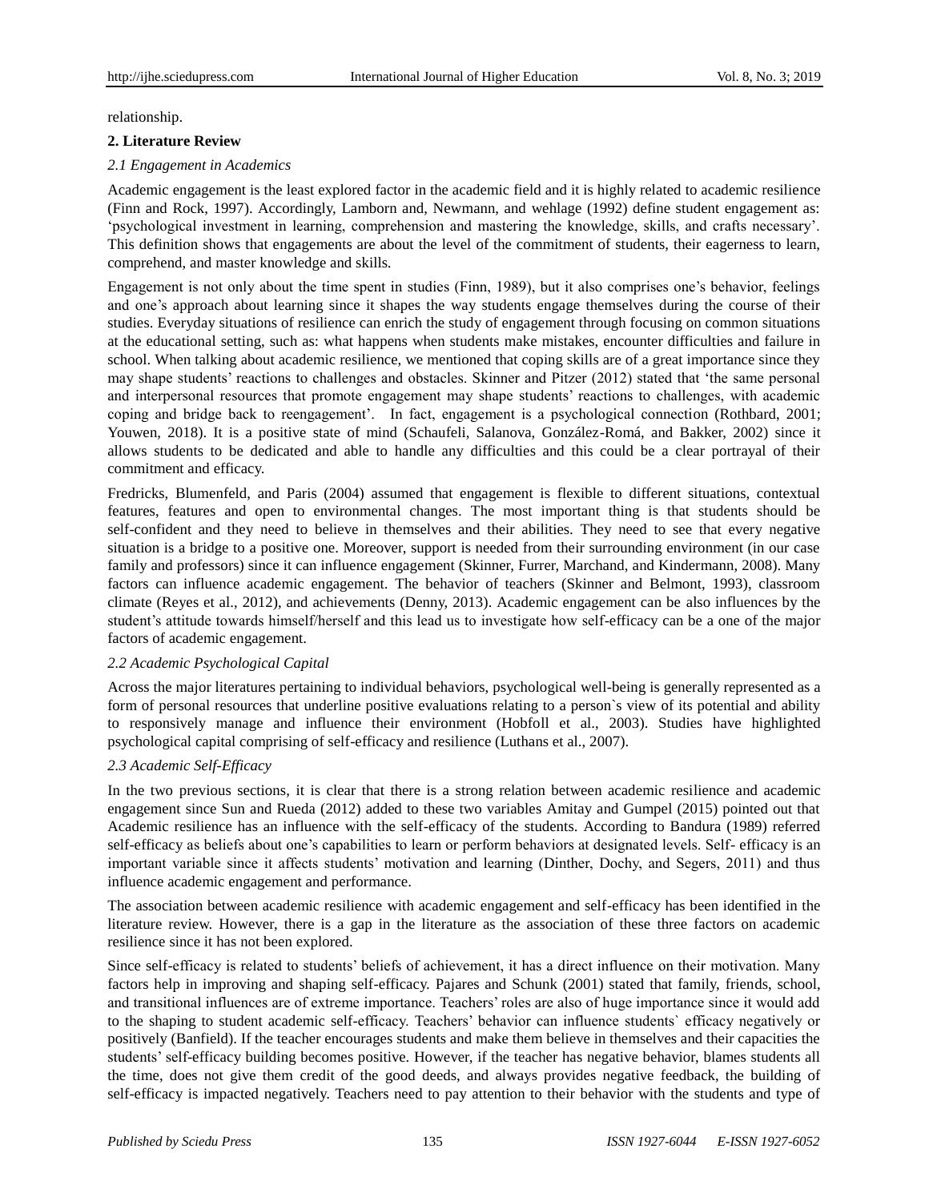relationship.

## 2. Literature Review

### *2.1 Engagement in Academics*

Academic engagement is the least explored factor in the academic field and it is highly related to academic resilience (Finn and Rock, 1997). Accordingly, Lamborn and, Newmann, and wehlage (1992) define student engagement as: 'psychological investment in learning, comprehension and mastering the knowledge, skills, and crafts necessary'. This definition shows that engagements are about the level of the commitment of students, their eagerness to learn, comprehend, and master knowledge and skills.

Engagement is not only about the time spent in studies (Finn, 1989), but it also comprises one's behavior, feelings and one's approach about learning since it shapes the way students engage themselves during the course of their studies. Everyday situations of resilience can enrich the study of engagement through focusing on common situations at the educational setting, such as: what happens when students make mistakes, encounter difficulties and failure in school. When talking about academic resilience, we mentioned that coping skills are of a great importance since they may shape students' reactions to challenges and obstacles. Skinner and Pitzer (2012) stated that 'the same personal and interpersonal resources that promote engagement may shape students' reactions to challenges, with academic coping and bridge back to reengagement'. In fact, engagement is a psychological connection (Rothbard, 2001; Youwen, 2018). It is a positive state of mind (Schaufeli, Salanova, González-Romá, and Bakker, 2002) since it allows students to be dedicated and able to handle any difficulties and this could be a clear portrayal of their commitment and efficacy.

Fredricks, Blumenfeld, and Paris (2004) assumed that engagement is flexible to different situations, contextual features, features and open to environmental changes. The most important thing is that students should be self-confident and they need to believe in themselves and their abilities. They need to see that every negative situation is a bridge to a positive one. Moreover, support is needed from their surrounding environment (in our case family and professors) since it can influence engagement (Skinner, Furrer, Marchand, and Kindermann, 2008). Many factors can influence academic engagement. The behavior of teachers (Skinner and Belmont, 1993), classroom climate (Reyes et al., 2012), and achievements (Denny, 2013). Academic engagement can be also influences by the student's attitude towards himself/herself and this lead us to investigate how self-efficacy can be a one of the major factors of academic engagement.

### *2.2 Academic Psychological Capital*

Across the major literatures pertaining to individual behaviors, psychological well-being is generally represented as a form of personal resources that underline positive evaluations relating to a person`s view of its potential and ability to responsively manage and influence their environment (Hobfoll et al., 2003). Studies have highlighted psychological capital comprising of self-efficacy and resilience (Luthans et al., 2007).

### *2.3 Academic Self-Efficacy*

In the two previous sections, it is clear that there is a strong relation between academic resilience and academic engagement since Sun and Rueda (2012) added to these two variables Amitay and Gumpel (2015) pointed out that Academic resilience has an influence with the self-efficacy of the students. According to Bandura (1989) referred self-efficacy as beliefs about one's capabilities to learn or perform behaviors at designated levels. Self- efficacy is an important variable since it affects students' motivation and learning (Dinther, Dochy, and Segers, 2011) and thus influence academic engagement and performance.

The association between academic resilience with academic engagement and self-efficacy has been identified in the literature review. However, there is a gap in the literature as the association of these three factors on academic resilience since it has not been explored.

Since self-efficacy is related to students' beliefs of achievement, it has a direct influence on their motivation. Many factors help in improving and shaping self-efficacy. Pajares and Schunk (2001) stated that family, friends, school, and transitional influences are of extreme importance. Teachers' roles are also of huge importance since it would add to the shaping to student academic self-efficacy. Teachers' behavior can influence students` efficacy negatively or positively (Banfield). If the teacher encourages students and make them believe in themselves and their capacities the students' self-efficacy building becomes positive. However, if the teacher has negative behavior, blames students all the time, does not give them credit of the good deeds, and always provides negative feedback, the building of self-efficacy is impacted negatively. Teachers need to pay attention to their behavior with the students and type of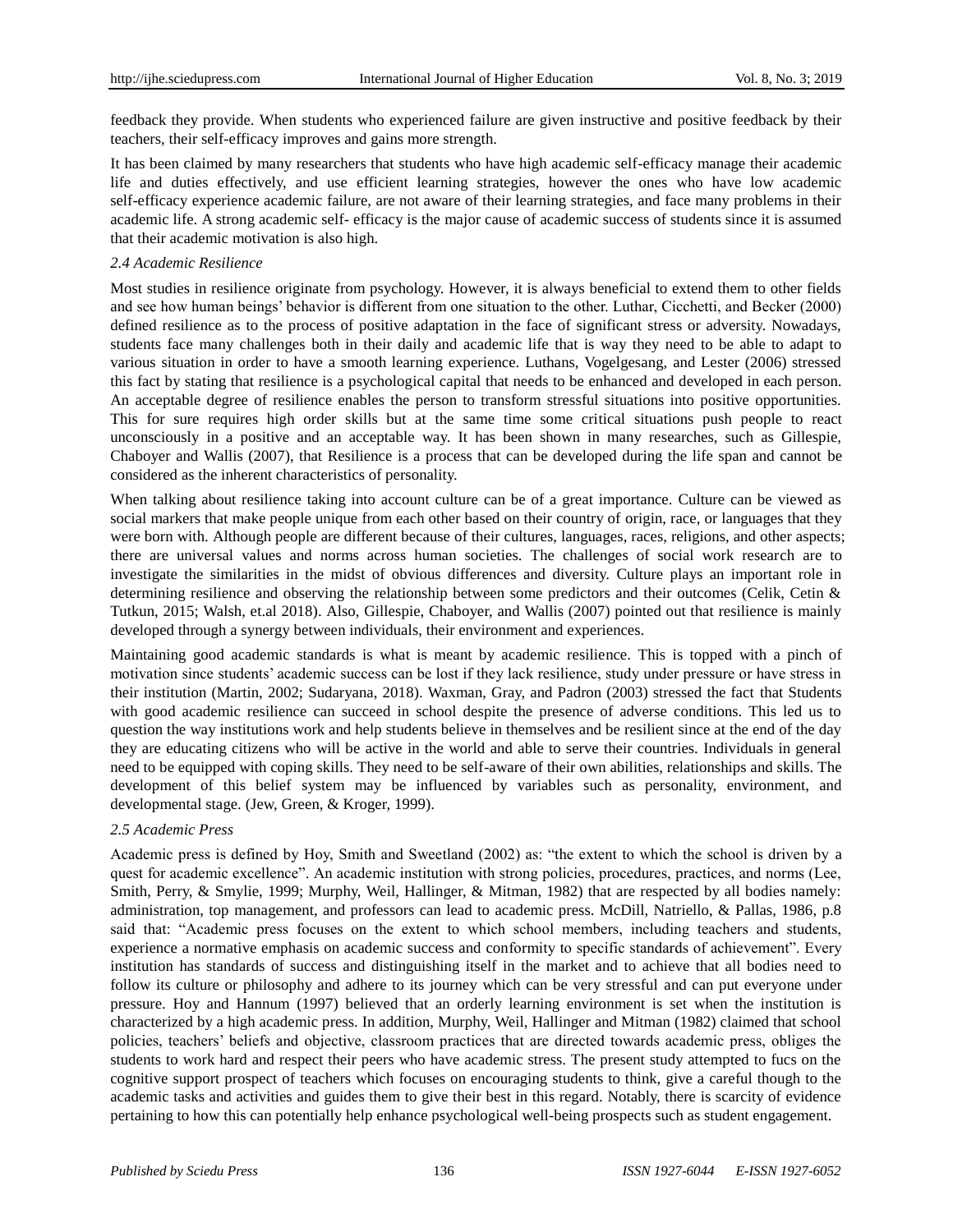feedback they provide. When students who experienced failure are given instructive and positive feedback by their teachers, their self-efficacy improves and gains more strength.

It has been claimed by many researchers that students who have high academic self-efficacy manage their academic life and duties effectively, and use efficient learning strategies, however the ones who have low academic self-efficacy experience academic failure, are not aware of their learning strategies, and face many problems in their academic life. A strong academic self- efficacy is the major cause of academic success of students since it is assumed that their academic motivation is also high.

### *2.4 Academic Resilience*

Most studies in resilience originate from psychology. However, it is always beneficial to extend them to other fields and see how human beings' behavior is different from one situation to the other. Luthar, Cicchetti, and Becker (2000) defined resilience as to the process of positive adaptation in the face of significant stress or adversity. Nowadays, students face many challenges both in their daily and academic life that is way they need to be able to adapt to various situation in order to have a smooth learning experience. Luthans, Vogelgesang, and Lester (2006) stressed this fact by stating that resilience is a psychological capital that needs to be enhanced and developed in each person. An acceptable degree of resilience enables the person to transform stressful situations into positive opportunities. This for sure requires high order skills but at the same time some critical situations push people to react unconsciously in a positive and an acceptable way. It has been shown in many researches, such as Gillespie, Chaboyer and Wallis (2007), that Resilience is a process that can be developed during the life span and cannot be considered as the inherent characteristics of personality.

When talking about resilience taking into account culture can be of a great importance. Culture can be viewed as social markers that make people unique from each other based on their country of origin, race, or languages that they were born with. Although people are different because of their cultures, languages, races, religions, and other aspects; there are universal values and norms across human societies. The challenges of social work research are to investigate the similarities in the midst of obvious differences and diversity. Culture plays an important role in determining resilience and observing the relationship between some predictors and their outcomes (Celik, Cetin & Tutkun, 2015; Walsh, et.al 2018). Also, Gillespie, Chaboyer, and Wallis (2007) pointed out that resilience is mainly developed through a synergy between individuals, their environment and experiences.

Maintaining good academic standards is what is meant by academic resilience. This is topped with a pinch of motivation since students' academic success can be lost if they lack resilience, study under pressure or have stress in their institution (Martin, 2002; Sudaryana, 2018). Waxman, Gray, and Padron (2003) stressed the fact that Students with good academic resilience can succeed in school despite the presence of adverse conditions. This led us to question the way institutions work and help students believe in themselves and be resilient since at the end of the day they are educating citizens who will be active in the world and able to serve their countries. Individuals in general need to be equipped with coping skills. They need to be self-aware of their own abilities, relationships and skills. The development of this belief system may be influenced by variables such as personality, environment, and developmental stage. (Jew, Green, & Kroger, 1999).

### *2.5 Academic Press*

Academic press is defined by Hoy, Smith and Sweetland (2002) as: "the extent to which the school is driven by a quest for academic excellence". An academic institution with strong policies, procedures, practices, and norms (Lee, Smith, Perry, & Smylie, 1999; Murphy, Weil, Hallinger, & Mitman, 1982) that are respected by all bodies namely: administration, top management, and professors can lead to academic press. McDill, Natriello, & Pallas, 1986, p.8 said that: "Academic press focuses on the extent to which school members, including teachers and students, experience a normative emphasis on academic success and conformity to specific standards of achievement". Every institution has standards of success and distinguishing itself in the market and to achieve that all bodies need to follow its culture or philosophy and adhere to its journey which can be very stressful and can put everyone under pressure. Hoy and Hannum (1997) believed that an orderly learning environment is set when the institution is characterized by a high academic press. In addition, Murphy, Weil, Hallinger and Mitman (1982) claimed that school policies, teachers' beliefs and objective, classroom practices that are directed towards academic press, obliges the students to work hard and respect their peers who have academic stress. The present study attempted to fucs on the cognitive support prospect of teachers which focuses on encouraging students to think, give a careful though to the academic tasks and activities and guides them to give their best in this regard. Notably, there is scarcity of evidence pertaining to how this can potentially help enhance psychological well-being prospects such as student engagement.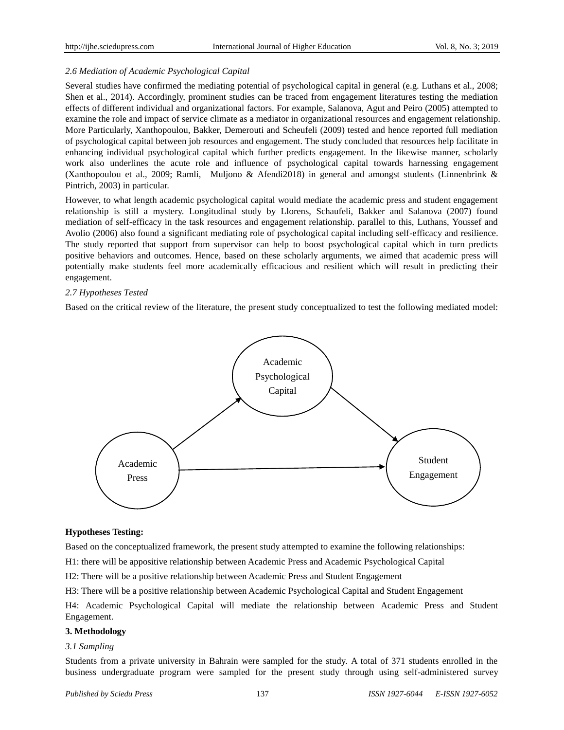### 2.6 Mediation of Academic Psychological Capital

Several studies have confirmed the mediating potential of psychological capital in general (e.g. Luthans et al., 2008; Shen et al., 2014). Accordingly, prominent studies can be traced from engagement literatures testing the mediation effects of different individual and organizational factors. For example, Salanova, Agut and Peiro (2005) attempted to examine the role and impact of service climate as a mediator in organizational resources and engagement relationship. More Particularly, Xanthopoulou, Bakker, Demerouti and Scheufeli (2009) tested and hence reported full mediation of psychological capital between job resources and engagement. The study concluded that resources help facilitate in enhancing individual psychological capital which further predicts engagement. In the likewise manner, scholarly work also underlines the acute role and influence of psychological capital towards harnessing engagement (Xanthopoulou et al., 2009; Ramli, Muljono & Afendi2018) in general and amongst students (Linnenbrink & Pintrich, 2003) in particular.

However, to what length academic psychological capital would mediate the academic press and student engagement relationship is still a mystery. Longitudinal study by Llorens, Schaufeli, Bakker and Salanova (2007) found mediation of self-efficacy in the task resources and engagement relationship. parallel to this, Luthans, Youssef and Avolio (2006) also found a significant mediating role of psychological capital including self-efficacy and resilience. The study reported that support from supervisor can help to boost psychological capital which in turn predicts positive behaviors and outcomes. Hence, based on these scholarly arguments, we aimed that academic press will potentially make students feel more academically efficacious and resilient which will result in predicting their engagement.

### 2.7 Hypotheses Tested

Based on the critical review of the literature, the present study conceptualized to test the following mediated model:

Academic Psychological Capital

Academic Press

Student Engagement

**Hypotheses Testing:**

Based on the conceptualized framework, the present study attempted to examine the following relationships:

H1: there will be appositive relationship between Academic Press and Academic Psychological Capital

H2: There will be a positive relationship between Academic Press and Student Engagement

H3: There will be a positive relationship between Academic Psychological Capital and Student Engagement

H4: Academic Psychological Capital will mediate the relationship between Academic Press and Student Engagement.

## 3. Methodology

### 3.1 Sampling

Students from a private university in Bahrain were sampled for the study. A total of 371 students enrolled in the business undergraduate program were sampled for the present study through using self-administered survey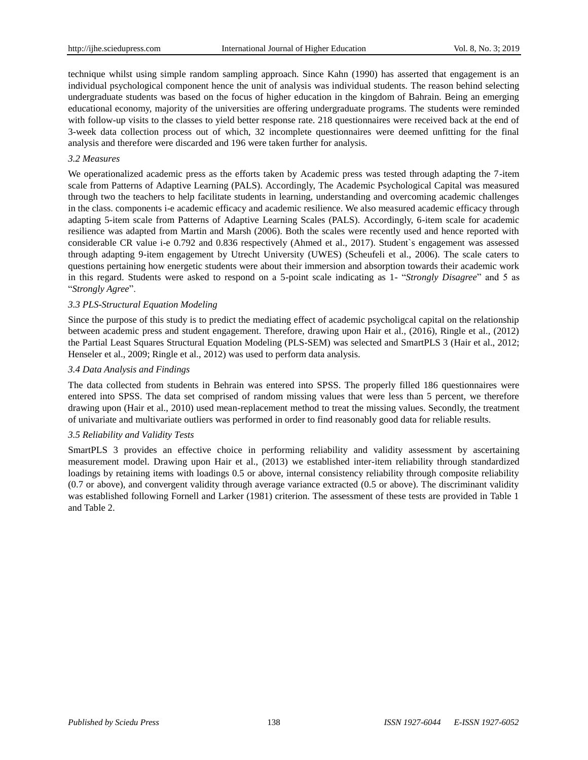technique whilst using simple random sampling approach. Since Kahn (1990) has asserted that engagement is an individual psychological component hence the unit of analysis was individual students. The reason behind selecting undergraduate students was based on the focus of higher education in the kingdom of Bahrain. Being an emerging educational economy, majority of the universities are offering undergraduate programs. The students were reminded with follow-up visits to the classes to yield better response rate. 218 questionnaires were received back at the end of 3-week data collection process out of which, 32 incomplete questionnaires were deemed unfitting for the final analysis and therefore were discarded and 196 were taken further for analysis.

### *3.2 Measures*

We operationalized academic press as the efforts taken by Academic press was tested through adapting the 7-item scale from Patterns of Adaptive Learning (PALS). Accordingly, The Academic Psychological Capital was measured through two the teachers to help facilitate students in learning, understanding and overcoming academic challenges in the class. components i-e academic efficacy and academic resilience. We also measured academic efficacy through adapting 5-item scale from Patterns of Adaptive Learning Scales (PALS). Accordingly, 6-item scale for academic resilience was adapted from Martin and Marsh (2006). Both the scales were recently used and hence reported with considerable CR value i-e 0.792 and 0.836 respectively (Ahmed et al., 2017). Student`s engagement was assessed through adapting 9-item engagement by Utrecht University (UWES) (Scheufeli et al., 2006). The scale caters to questions pertaining how energetic students were about their immersion and absorption towards their academic work in this regard. Students were asked to respond on a 5-point scale indicating as 1- "*Strongly Disagree*" and 5 as "*Strongly Agree*".

### *3.3 PLS-Structural Equation Modeling*

Since the purpose of this study is to predict the mediating effect of academic psycholigcal capital on the relationship between academic press and student engagement. Therefore, drawing upon Hair et al., (2016), Ringle et al., (2012) the Partial Least Squares Structural Equation Modeling (PLS-SEM) was selected and SmartPLS 3 (Hair et al., 2012; Henseler et al., 2009; Ringle et al., 2012) was used to perform data analysis.

### *3.4 Data Analysis and Findings*

The data collected from students in Behrain was entered into SPSS. The properly filled 186 questionnaires were entered into SPSS. The data set comprised of random missing values that were less than 5 percent, we therefore drawing upon (Hair et al., 2010) used mean-replacement method to treat the missing values. Secondly, the treatment of univariate and multivariate outliers was performed in order to find reasonably good data for reliable results.

### *3.5 Reliability and Validity Tests*

SmartPLS 3 provides an effective choice in performing reliability and validity assessment by ascertaining measurement model. Drawing upon Hair et al., (2013) we established inter-item reliability through standardized loadings by retaining items with loadings 0.5 or above, internal consistency reliability through composite reliability (0.7 or above), and convergent validity through average variance extracted (0.5 or above). The discriminant validity was established following Fornell and Larker (1981) criterion. The assessment of these tests are provided in Table 1 and Table 2.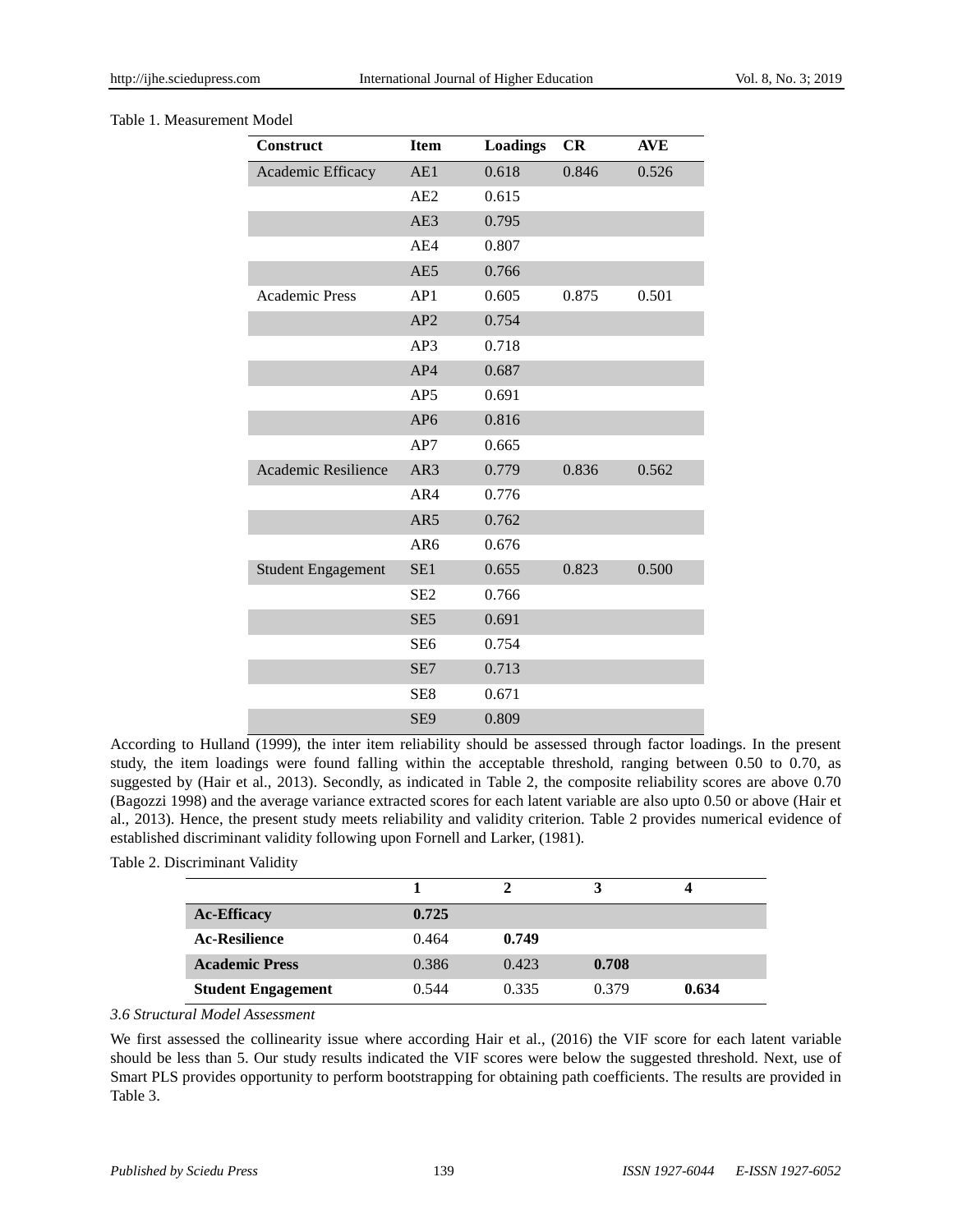Table 1. Measurement Model

| Construct | Item | Loadings | CR | AVE |
|---|---|---|---|---|
| Academic Efficacy | AE1 | 0.618 | 0.846 | 0.526 |
| | AE2 | 0.615 | | |
| | AE3 | 0.795 | | |
| | AE4 | 0.807 | | |
| | AE5 | 0.766 | | |
| Academic Press | AP1 | 0.605 | 0.875 | 0.501 |
| | AP2 | 0.754 | | |
| | AP3 | 0.718 | | |
| | AP4 | 0.687 | | |
| | AP5 | 0.691 | | |
| | AP6 | 0.816 | | |
| | AP7 | 0.665 | | |
| Academic Resilience | AR3 | 0.779 | 0.836 | 0.562 |
| | AR4 | 0.776 | | |
| | AR5 | 0.762 | | |
| | AR6 | 0.676 | | |
| Student Engagement | SE1 | 0.655 | 0.823 | 0.500 |
| | SE2 | 0.766 | | |
| | SE5 | 0.691 | | |
| | SE6 | 0.754 | | |
| | SE7 | 0.713 | | |
| | SE8 | 0.671 | | |
| | SE9 | 0.809 | | |

According to Hulland (1999), the inter item reliability should be assessed through factor loadings. In the present study, the item loadings were found falling within the acceptable threshold, ranging between 0.50 to 0.70, as suggested by (Hair et al., 2013). Secondly, as indicated in Table 2, the composite reliability scores are above 0.70 (Bagozzi 1998) and the average variance extracted scores for each latent variable are also upto 0.50 or above (Hair et al., 2013). Hence, the present study meets reliability and validity criterion. Table 2 provides numerical evidence of established discriminant validity following upon Fornell and Larker, (1981).

Table 2. Discriminant Validity

| | 1 | 2 | 3 | 4 |
|---|---|---|---|---|
| **Ac-Efficacy** | **0.725** | | | |
| **Ac-Resilience** | 0.464 | **0.749** | | |
| **Academic Press** | 0.386 | 0.423 | **0.708** | |
| **Student Engagement** | 0.544 | 0.335 | 0.379 | **0.634** |

*3.6 Structural Model Assessment*

We first assessed the collinearity issue where according Hair et al., (2016) the VIF score for each latent variable should be less than 5. Our study results indicated the VIF scores were below the suggested threshold. Next, use of Smart PLS provides opportunity to perform bootstrapping for obtaining path coefficients. The results are provided in Table 3.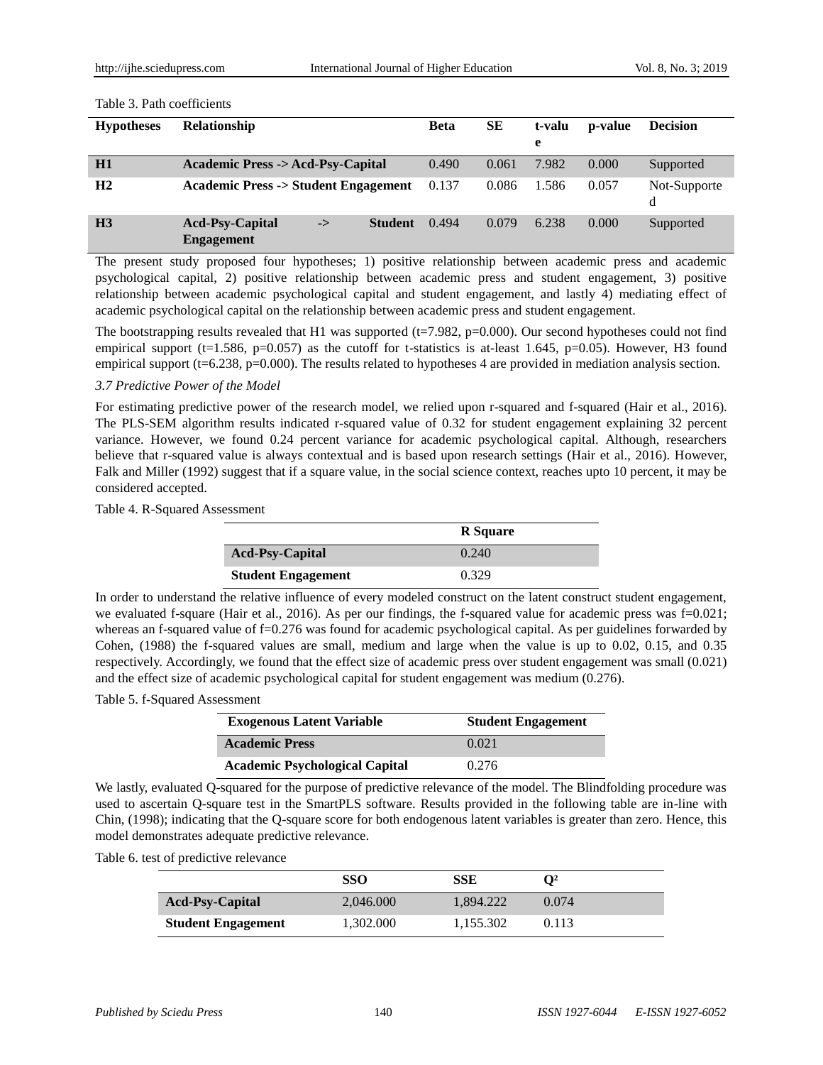Table 3. Path coefficients

| Hypotheses | Relationship | Beta | SE | t-value | p-value | Decision |
|---|---|---|---|---|---|---|
| **H1** | **Academic Press -> Acd-Psy-Capital** | 0.490 | 0.061 | 7.982 | 0.000 | Supported |
| **H2** | **Academic Press -> Student Engagement** | 0.137 | 0.086 | 1.586 | 0.057 | Not-Supported |
| **H3** | **Acd-Psy-Capital -> Student Engagement** | 0.494 | 0.079 | 6.238 | 0.000 | Supported |

The present study proposed four hypotheses; 1) positive relationship between academic press and academic psychological capital, 2) positive relationship between academic press and student engagement, 3) positive relationship between academic psychological capital and student engagement, and lastly 4) mediating effect of academic psychological capital on the relationship between academic press and student engagement.

The bootstrapping results revealed that H1 was supported (t=7.982, p=0.000). Our second hypotheses could not find empirical support (t=1.586, p=0.057) as the cutoff for t-statistics is at-least 1.645, p=0.05). However, H3 found empirical support (t=6.238, p=0.000). The results related to hypotheses 4 are provided in mediation analysis section.

### *3.7 Predictive Power of the Model*

For estimating predictive power of the research model, we relied upon r-squared and f-squared (Hair et al., 2016). The PLS-SEM algorithm results indicated r-squared value of 0.32 for student engagement explaining 32 percent variance. However, we found 0.24 percent variance for academic psychological capital. Although, researchers believe that r-squared value is always contextual and is based upon research settings (Hair et al., 2016). However, Falk and Miller (1992) suggest that if a square value, in the social science context, reaches upto 10 percent, it may be considered accepted.

Table 4. R-Squared Assessment

| | R Square |
|---|---|
| **Acd-Psy-Capital** | 0.240 |
| **Student Engagement** | 0.329 |

In order to understand the relative influence of every modeled construct on the latent construct student engagement, we evaluated f-square (Hair et al., 2016). As per our findings, the f-squared value for academic press was f=0.021; whereas an f-squared value of f=0.276 was found for academic psychological capital. As per guidelines forwarded by Cohen, (1988) the f-squared values are small, medium and large when the value is up to 0.02, 0.15, and 0.35 respectively. Accordingly, we found that the effect size of academic press over student engagement was small (0.021) and the effect size of academic psychological capital for student engagement was medium (0.276).

Table 5. f-Squared Assessment

| Exogenous Latent Variable | Student Engagement |
|---|---|
| **Academic Press** | 0.021 |
| **Academic Psychological Capital** | 0.276 |

We lastly, evaluated Q-squared for the purpose of predictive relevance of the model. The Blindfolding procedure was used to ascertain Q-square test in the SmartPLS software. Results provided in the following table are in-line with Chin, (1998); indicating that the Q-square score for both endogenous latent variables is greater than zero. Hence, this model demonstrates adequate predictive relevance.

Table 6. test of predictive relevance

| | SSO | SSE | $Q^2$ |
|---|---|---|---|
| **Acd-Psy-Capital** | 2,046.000 | 1,894.222 | 0.074 |
| **Student Engagement** | 1,302.000 | 1,155.302 | 0.113 |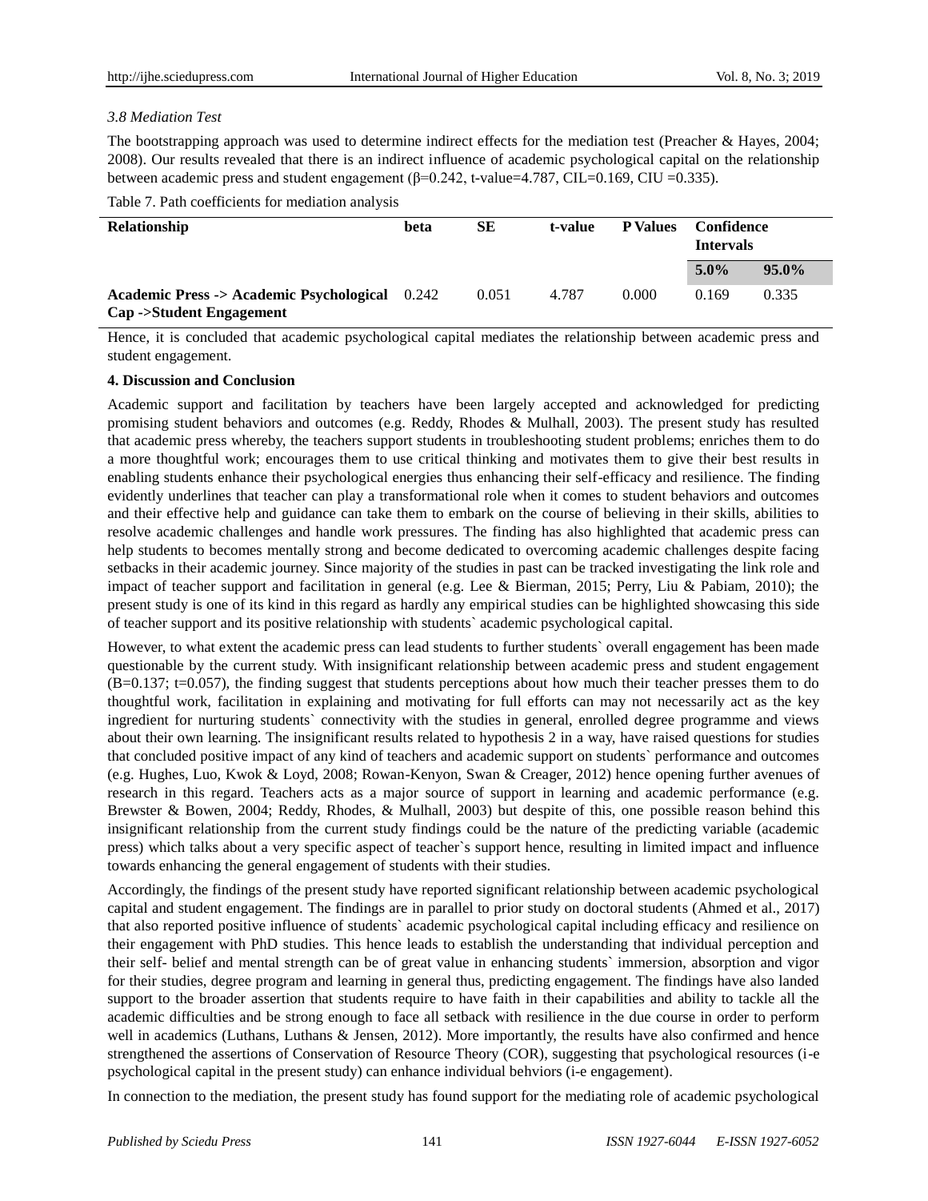*3.8 Mediation Test*

The bootstrapping approach was used to determine indirect effects for the mediation test (Preacher & Hayes, 2004; 2008). Our results revealed that there is an indirect influence of academic psychological capital on the relationship between academic press and student engagement (β=0.242, t-value=4.787, CIL=0.169, CIU =0.335).

Table 7. Path coefficients for mediation analysis

| Relationship | beta | SE | t-value | P Values | Confidence Intervals | |
|---|---|---|---|---|---|---|
| | | | | | 5.0% | 95.0% |
| **Academic Press -> Academic Psychological Cap ->Student Engagement** | 0.242 | 0.051 | 4.787 | 0.000 | 0.169 | 0.335 |

Hence, it is concluded that academic psychological capital mediates the relationship between academic press and student engagement.

## 4. Discussion and Conclusion

Academic support and facilitation by teachers have been largely accepted and acknowledged for predicting promising student behaviors and outcomes (e.g. Reddy, Rhodes & Mulhall, 2003). The present study has resulted that academic press whereby, the teachers support students in troubleshooting student problems; enriches them to do a more thoughtful work; encourages them to use critical thinking and motivates them to give their best results in enabling students enhance their psychological energies thus enhancing their self-efficacy and resilience. The finding evidently underlines that teacher can play a transformational role when it comes to student behaviors and outcomes and their effective help and guidance can take them to embark on the course of believing in their skills, abilities to resolve academic challenges and handle work pressures. The finding has also highlighted that academic press can help students to becomes mentally strong and become dedicated to overcoming academic challenges despite facing setbacks in their academic journey. Since majority of the studies in past can be tracked investigating the link role and impact of teacher support and facilitation in general (e.g. Lee & Bierman, 2015; Perry, Liu & Pabiam, 2010); the present study is one of its kind in this regard as hardly any empirical studies can be highlighted showcasing this side of teacher support and its positive relationship with students` academic psychological capital.

However, to what extent the academic press can lead students to further students` overall engagement has been made questionable by the current study. With insignificant relationship between academic press and student engagement (B=0.137; t=0.057), the finding suggest that students perceptions about how much their teacher presses them to do thoughtful work, facilitation in explaining and motivating for full efforts can may not necessarily act as the key ingredient for nurturing students` connectivity with the studies in general, enrolled degree programme and views about their own learning. The insignificant results related to hypothesis 2 in a way, have raised questions for studies that concluded positive impact of any kind of teachers and academic support on students` performance and outcomes (e.g. Hughes, Luo, Kwok & Loyd, 2008; Rowan-Kenyon, Swan & Creager, 2012) hence opening further avenues of research in this regard. Teachers acts as a major source of support in learning and academic performance (e.g. Brewster & Bowen, 2004; Reddy, Rhodes, & Mulhall, 2003) but despite of this, one possible reason behind this insignificant relationship from the current study findings could be the nature of the predicting variable (academic press) which talks about a very specific aspect of teacher`s support hence, resulting in limited impact and influence towards enhancing the general engagement of students with their studies.

Accordingly, the findings of the present study have reported significant relationship between academic psychological capital and student engagement. The findings are in parallel to prior study on doctoral students (Ahmed et al., 2017) that also reported positive influence of students` academic psychological capital including efficacy and resilience on their engagement with PhD studies. This hence leads to establish the understanding that individual perception and their self- belief and mental strength can be of great value in enhancing students` immersion, absorption and vigor for their studies, degree program and learning in general thus, predicting engagement. The findings have also landed support to the broader assertion that students require to have faith in their capabilities and ability to tackle all the academic difficulties and be strong enough to face all setback with resilience in the due course in order to perform well in academics (Luthans, Luthans & Jensen, 2012). More importantly, the results have also confirmed and hence strengthened the assertions of Conservation of Resource Theory (COR), suggesting that psychological resources (i-e psychological capital in the present study) can enhance individual behviors (i-e engagement).

In connection to the mediation, the present study has found support for the mediating role of academic psychological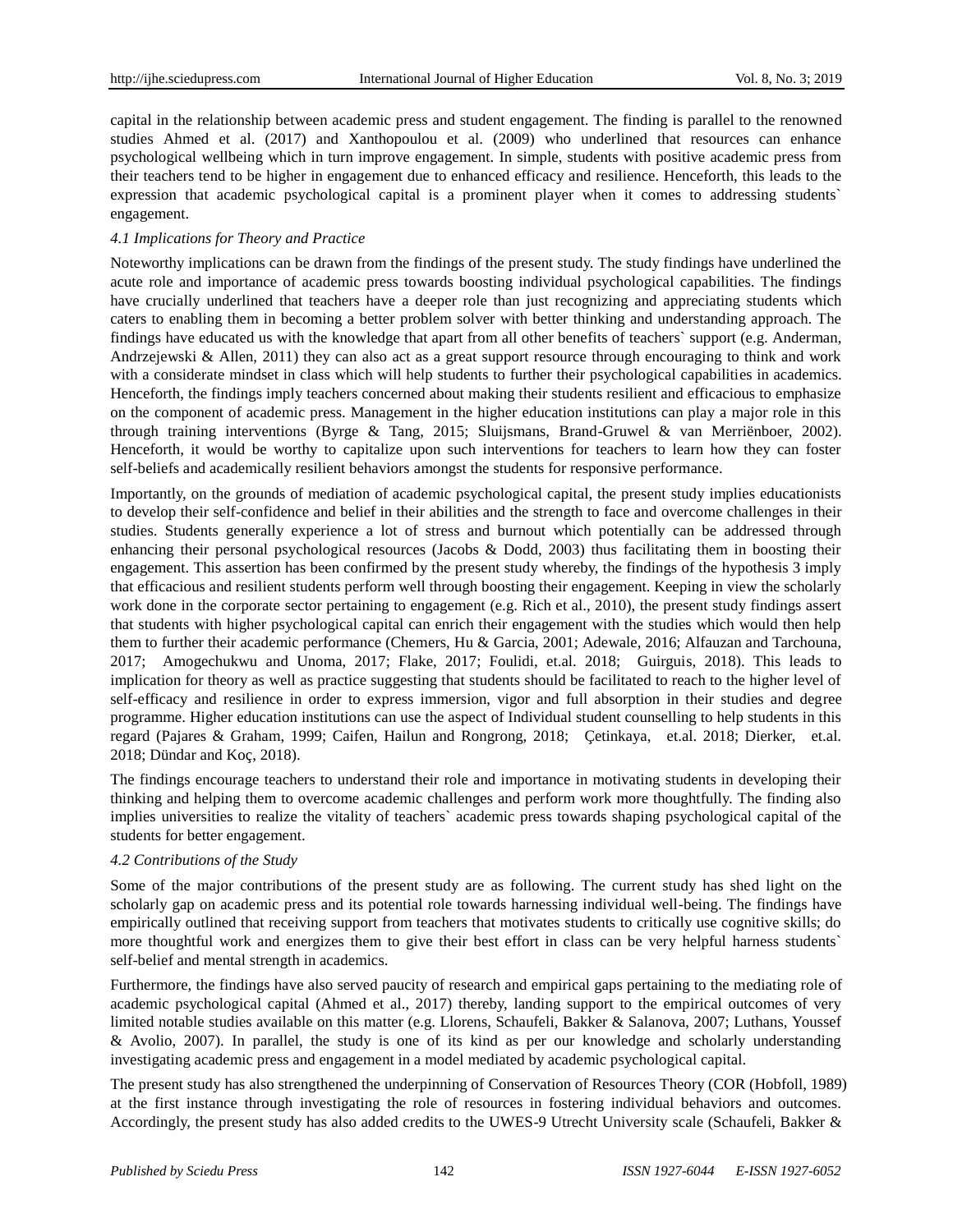capital in the relationship between academic press and student engagement. The finding is parallel to the renowned studies Ahmed et al. (2017) and Xanthopoulou et al. (2009) who underlined that resources can enhance psychological wellbeing which in turn improve engagement. In simple, students with positive academic press from their teachers tend to be higher in engagement due to enhanced efficacy and resilience. Henceforth, this leads to the expression that academic psychological capital is a prominent player when it comes to addressing students` engagement.

### 4.1 Implications for Theory and Practice

Noteworthy implications can be drawn from the findings of the present study. The study findings have underlined the acute role and importance of academic press towards boosting individual psychological capabilities. The findings have crucially underlined that teachers have a deeper role than just recognizing and appreciating students which caters to enabling them in becoming a better problem solver with better thinking and understanding approach. The findings have educated us with the knowledge that apart from all other benefits of teachers` support (e.g. Anderman, Andrzejewski & Allen, 2011) they can also act as a great support resource through encouraging to think and work with a considerate mindset in class which will help students to further their psychological capabilities in academics. Henceforth, the findings imply teachers concerned about making their students resilient and efficacious to emphasize on the component of academic press. Management in the higher education institutions can play a major role in this through training interventions (Byrge & Tang, 2015; Sluijsmans, Brand-Gruwel & van Merriënboer, 2002). Henceforth, it would be worthy to capitalize upon such interventions for teachers to learn how they can foster self-beliefs and academically resilient behaviors amongst the students for responsive performance.

Importantly, on the grounds of mediation of academic psychological capital, the present study implies educationists to develop their self-confidence and belief in their abilities and the strength to face and overcome challenges in their studies. Students generally experience a lot of stress and burnout which potentially can be addressed through enhancing their personal psychological resources (Jacobs & Dodd, 2003) thus facilitating them in boosting their engagement. This assertion has been confirmed by the present study whereby, the findings of the hypothesis 3 imply that efficacious and resilient students perform well through boosting their engagement. Keeping in view the scholarly work done in the corporate sector pertaining to engagement (e.g. Rich et al., 2010), the present study findings assert that students with higher psychological capital can enrich their engagement with the studies which would then help them to further their academic performance (Chemers, Hu & Garcia, 2001; Adewale, 2016; Alfauzan and Tarchouna, 2017; Amogechukwu and Unoma, 2017; Flake, 2017; Foulidi, et.al. 2018; Guirguis, 2018). This leads to implication for theory as well as practice suggesting that students should be facilitated to reach to the higher level of self-efficacy and resilience in order to express immersion, vigor and full absorption in their studies and degree programme. Higher education institutions can use the aspect of Individual student counselling to help students in this regard (Pajares & Graham, 1999; Caifen, Hailun and Rongrong, 2018; Çetinkaya, et.al. 2018; Dierker, et.al. 2018; Dündar and Koç, 2018).

The findings encourage teachers to understand their role and importance in motivating students in developing their thinking and helping them to overcome academic challenges and perform work more thoughtfully. The finding also implies universities to realize the vitality of teachers` academic press towards shaping psychological capital of the students for better engagement.

### 4.2 Contributions of the Study

Some of the major contributions of the present study are as following. The current study has shed light on the scholarly gap on academic press and its potential role towards harnessing individual well-being. The findings have empirically outlined that receiving support from teachers that motivates students to critically use cognitive skills; do more thoughtful work and energizes them to give their best effort in class can be very helpful harness students` self-belief and mental strength in academics.

Furthermore, the findings have also served paucity of research and empirical gaps pertaining to the mediating role of academic psychological capital (Ahmed et al., 2017) thereby, landing support to the empirical outcomes of very limited notable studies available on this matter (e.g. Llorens, Schaufeli, Bakker & Salanova, 2007; Luthans, Youssef & Avolio, 2007). In parallel, the study is one of its kind as per our knowledge and scholarly understanding investigating academic press and engagement in a model mediated by academic psychological capital.

The present study has also strengthened the underpinning of Conservation of Resources Theory (COR (Hobfoll, 1989) at the first instance through investigating the role of resources in fostering individual behaviors and outcomes. Accordingly, the present study has also added credits to the UWES-9 Utrecht University scale (Schaufeli, Bakker &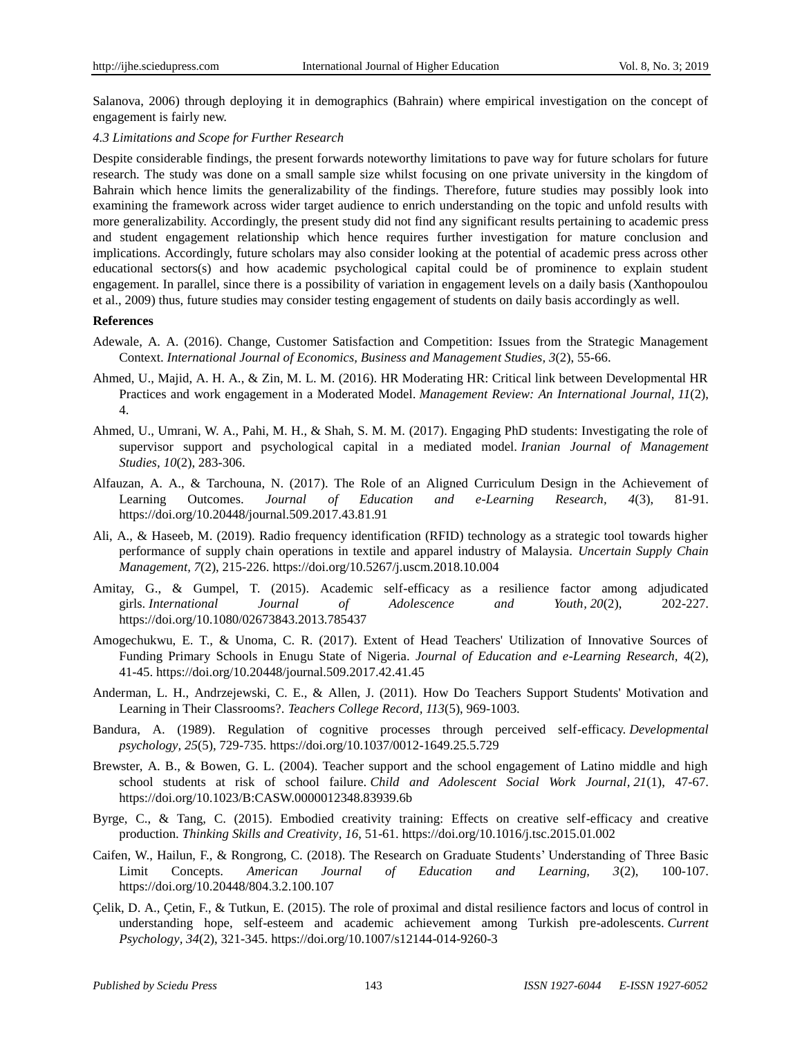Salanova, 2006) through deploying it in demographics (Bahrain) where empirical investigation on the concept of engagement is fairly new.

### *4.3 Limitations and Scope for Further Research*

Despite considerable findings, the present forwards noteworthy limitations to pave way for future scholars for future research. The study was done on a small sample size whilst focusing on one private university in the kingdom of Bahrain which hence limits the generalizability of the findings. Therefore, future studies may possibly look into examining the framework across wider target audience to enrich understanding on the topic and unfold results with more generalizability. Accordingly, the present study did not find any significant results pertaining to academic press and student engagement relationship which hence requires further investigation for mature conclusion and implications. Accordingly, future scholars may also consider looking at the potential of academic press across other educational sectors(s) and how academic psychological capital could be of prominence to explain student engagement. In parallel, since there is a possibility of variation in engagement levels on a daily basis (Xanthopoulou et al., 2009) thus, future studies may consider testing engagement of students on daily basis accordingly as well.

**References**

Adewale, A. A. (2016). Change, Customer Satisfaction and Competition: Issues from the Strategic Management Context. *International Journal of Economics, Business and Management Studies, 3*(2), 55-66.

Ahmed, U., Majid, A. H. A., & Zin, M. L. M. (2016). HR Moderating HR: Critical link between Developmental HR Practices and work engagement in a Moderated Model. *Management Review: An International Journal, 11*(2), 4.

Ahmed, U., Umrani, W. A., Pahi, M. H., & Shah, S. M. M. (2017). Engaging PhD students: Investigating the role of supervisor support and psychological capital in a mediated model. *Iranian Journal of Management Studies, 10*(2), 283-306.

Alfauzan, A. A., & Tarchouna, N. (2017). The Role of an Aligned Curriculum Design in the Achievement of Learning Outcomes. *Journal of Education and e-Learning Research, 4*(3), 81-91. https://doi.org/10.20448/journal.509.2017.43.81.91

Ali, A., & Haseeb, M. (2019). Radio frequency identification (RFID) technology as a strategic tool towards higher performance of supply chain operations in textile and apparel industry of Malaysia. *Uncertain Supply Chain Management, 7*(2), 215-226. https://doi.org/10.5267/j.uscm.2018.10.004

Amitay, G., & Gumpel, T. (2015). Academic self-efficacy as a resilience factor among adjudicated girls. *International Journal of Adolescence and Youth, 20*(2), 202-227. https://doi.org/10.1080/02673843.2013.785437

Amogechukwu, E. T., & Unoma, C. R. (2017). Extent of Head Teachers' Utilization of Innovative Sources of Funding Primary Schools in Enugu State of Nigeria. *Journal of Education and e-Learning Research,* 4(2), 41-45. https://doi.org/10.20448/journal.509.2017.42.41.45

Anderman, L. H., Andrzejewski, C. E., & Allen, J. (2011). How Do Teachers Support Students' Motivation and Learning in Their Classrooms?. *Teachers College Record, 113*(5), 969-1003.

Bandura, A. (1989). Regulation of cognitive processes through perceived self-efficacy. *Developmental psychology, 25*(5), 729-735. https://doi.org/10.1037/0012-1649.25.5.729

Brewster, A. B., & Bowen, G. L. (2004). Teacher support and the school engagement of Latino middle and high school students at risk of school failure. *Child and Adolescent Social Work Journal, 21*(1), 47-67. https://doi.org/10.1023/B:CASW.0000012348.83939.6b

Byrge, C., & Tang, C. (2015). Embodied creativity training: Effects on creative self-efficacy and creative production. *Thinking Skills and Creativity, 16*, 51-61. https://doi.org/10.1016/j.tsc.2015.01.002

Caifen, W., Hailun, F., & Rongrong, C. (2018). The Research on Graduate Students' Understanding of Three Basic Limit Concepts. *American Journal of Education and Learning, 3*(2), 100-107. https://doi.org/10.20448/804.3.2.100.107

Çelik, D. A., Çetin, F., & Tutkun, E. (2015). The role of proximal and distal resilience factors and locus of control in understanding hope, self-esteem and academic achievement among Turkish pre-adolescents. *Current Psychology, 34*(2), 321-345. https://doi.org/10.1007/s12144-014-9260-3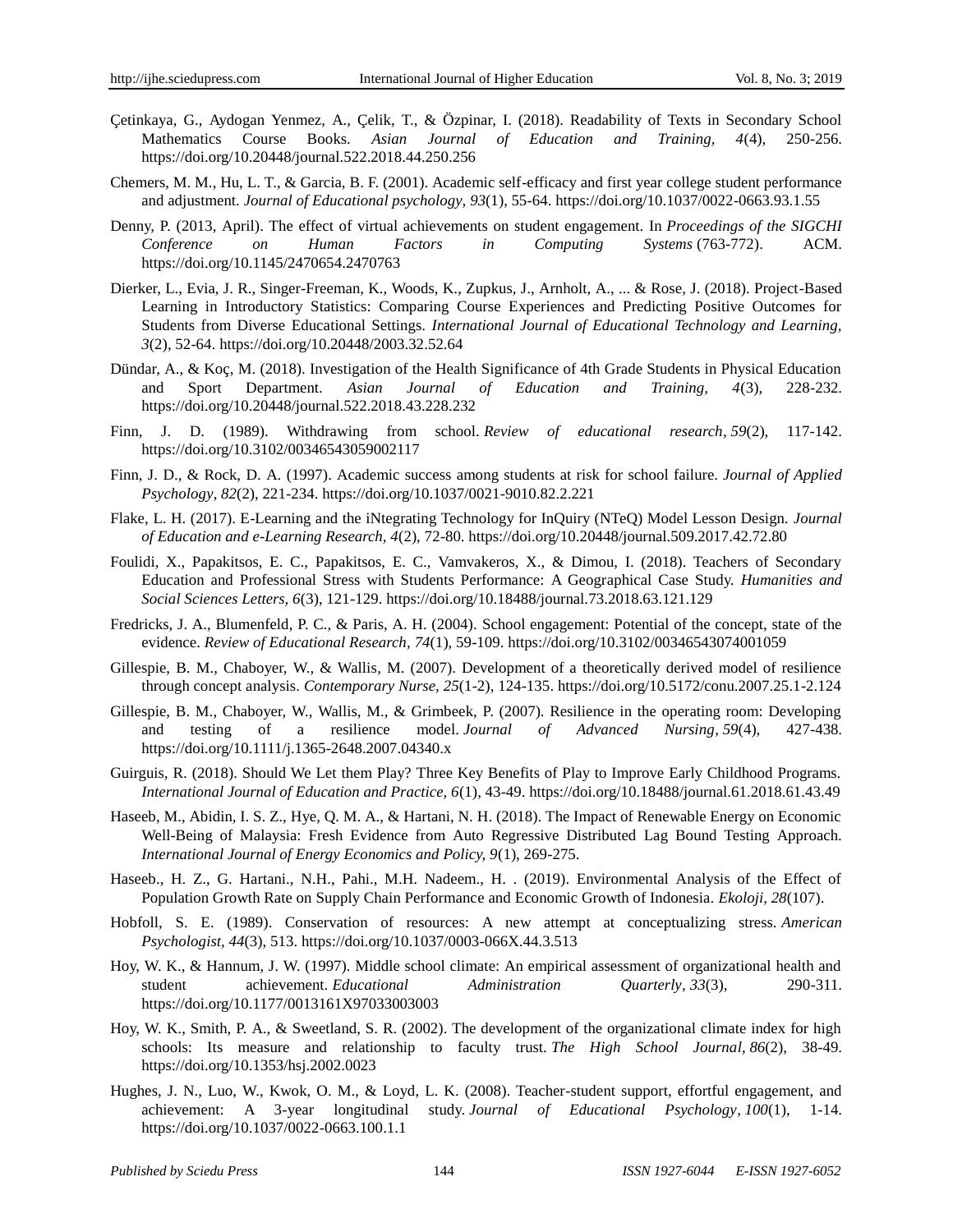Çetinkaya, G., Aydogan Yenmez, A., Çelik, T., & Özpinar, I. (2018). Readability of Texts in Secondary School Mathematics Course Books. *Asian Journal of Education and Training, 4*(4), 250-256. https://doi.org/10.20448/journal.522.2018.44.250.256

Chemers, M. M., Hu, L. T., & Garcia, B. F. (2001). Academic self-efficacy and first year college student performance and adjustment. *Journal of Educational psychology, 93*(1), 55-64. https://doi.org/10.1037/0022-0663.93.1.55

Denny, P. (2013, April). The effect of virtual achievements on student engagement. In *Proceedings of the SIGCHI Conference on Human Factors in Computing Systems* (763-772). ACM. https://doi.org/10.1145/2470654.2470763

Dierker, L., Evia, J. R., Singer-Freeman, K., Woods, K., Zupkus, J., Arnholt, A., ... & Rose, J. (2018). Project-Based Learning in Introductory Statistics: Comparing Course Experiences and Predicting Positive Outcomes for Students from Diverse Educational Settings. *International Journal of Educational Technology and Learning, 3*(2), 52-64. https://doi.org/10.20448/2003.32.52.64

Dündar, A., & Koç, M. (2018). Investigation of the Health Significance of 4th Grade Students in Physical Education and Sport Department. *Asian Journal of Education and Training, 4*(3), 228-232. https://doi.org/10.20448/journal.522.2018.43.228.232

Finn, J. D. (1989). Withdrawing from school. *Review of educational research, 59*(2), 117-142. https://doi.org/10.3102/00346543059002117

Finn, J. D., & Rock, D. A. (1997). Academic success among students at risk for school failure. *Journal of Applied Psychology, 82*(2), 221-234. https://doi.org/10.1037/0021-9010.82.2.221

Flake, L. H. (2017). E-Learning and the iNtegrating Technology for InQuiry (NTeQ) Model Lesson Design. *Journal of Education and e-Learning Research, 4*(2), 72-80. https://doi.org/10.20448/journal.509.2017.42.72.80

Foulidi, X., Papakitsos, E. C., Papakitsos, E. C., Vamvakeros, X., & Dimou, I. (2018). Teachers of Secondary Education and Professional Stress with Students Performance: A Geographical Case Study. *Humanities and Social Sciences Letters, 6*(3), 121-129. https://doi.org/10.18488/journal.73.2018.63.121.129

Fredricks, J. A., Blumenfeld, P. C., & Paris, A. H. (2004). School engagement: Potential of the concept, state of the evidence. *Review of Educational Research, 74*(1), 59-109. https://doi.org/10.3102/00346543074001059

Gillespie, B. M., Chaboyer, W., & Wallis, M. (2007). Development of a theoretically derived model of resilience through concept analysis. *Contemporary Nurse, 25*(1-2), 124-135. https://doi.org/10.5172/conu.2007.25.1-2.124

Gillespie, B. M., Chaboyer, W., Wallis, M., & Grimbeek, P. (2007). Resilience in the operating room: Developing and testing of a resilience model. *Journal of Advanced Nursing, 59*(4), 427-438. https://doi.org/10.1111/j.1365-2648.2007.04340.x

Guirguis, R. (2018). Should We Let them Play? Three Key Benefits of Play to Improve Early Childhood Programs. *International Journal of Education and Practice, 6*(1), 43-49. https://doi.org/10.18488/journal.61.2018.61.43.49

Haseeb, M., Abidin, I. S. Z., Hye, Q. M. A., & Hartani, N. H. (2018). The Impact of Renewable Energy on Economic Well-Being of Malaysia: Fresh Evidence from Auto Regressive Distributed Lag Bound Testing Approach. *International Journal of Energy Economics and Policy, 9*(1), 269-275.

Haseeb., H. Z., G. Hartani., N.H., Pahi., M.H. Nadeem., H. . (2019). Environmental Analysis of the Effect of Population Growth Rate on Supply Chain Performance and Economic Growth of Indonesia. *Ekoloji, 28*(107).

Hobfoll, S. E. (1989). Conservation of resources: A new attempt at conceptualizing stress. *American Psychologist, 44*(3), 513. https://doi.org/10.1037/0003-066X.44.3.513

Hoy, W. K., & Hannum, J. W. (1997). Middle school climate: An empirical assessment of organizational health and student achievement. *Educational Administration Quarterly, 33*(3), 290-311. https://doi.org/10.1177/0013161X97033003003

Hoy, W. K., Smith, P. A., & Sweetland, S. R. (2002). The development of the organizational climate index for high schools: Its measure and relationship to faculty trust. *The High School Journal, 86*(2), 38-49. https://doi.org/10.1353/hsj.2002.0023

Hughes, J. N., Luo, W., Kwok, O. M., & Loyd, L. K. (2008). Teacher-student support, effortful engagement, and achievement: A 3-year longitudinal study. *Journal of Educational Psychology, 100*(1), 1-14. https://doi.org/10.1037/0022-0663.100.1.1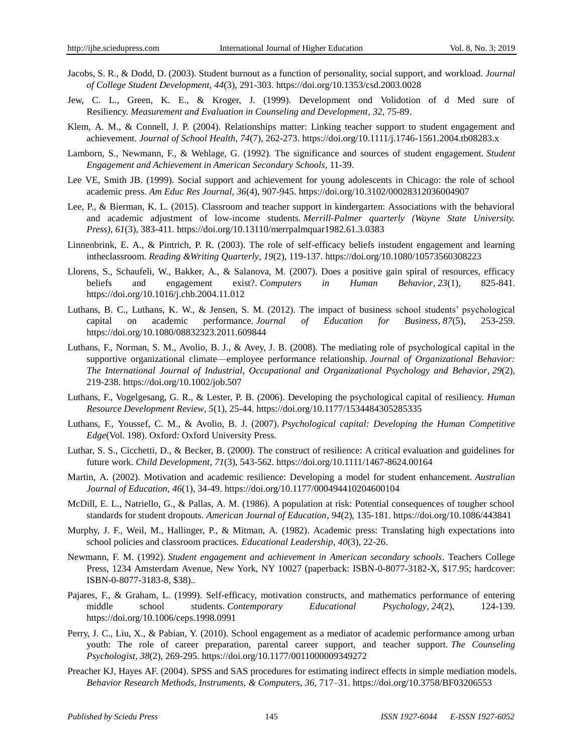Jacobs, S. R., & Dodd, D. (2003). Student burnout as a function of personality, social support, and workload. *Journal of College Student Development, 44*(3), 291-303. https://doi.org/10.1353/csd.2003.0028

Jew, C. L., Green, K. E., & Kroger, J. (1999). Development ond Volidotion of d Med sure of Resiliency. *Measurement and Evaluation in Counseling and Development, 32*, 75-89.

Klem, A. M., & Connell, J. P. (2004). Relationships matter: Linking teacher support to student engagement and achievement. *Journal of School Health, 74*(7), 262-273. https://doi.org/10.1111/j.1746-1561.2004.tb08283.x

Lamborn, S., Newmann, F., & Wehlage, G. (1992). The significance and sources of student engagement. *Student Engagement and Achievement in American Secondary Schools*, 11-39.

Lee VE, Smith JB. (1999). Social support and achievement for young adolescents in Chicago: the role of school academic press. *Am Educ Res Journal, 36*(4), 907-945. https://doi.org/10.3102/00028312036004907

Lee, P., & Bierman, K. L. (2015). Classroom and teacher support in kindergarten: Associations with the behavioral and academic adjustment of low-income students. *Merrill-Palmer quarterly (Wayne State University. Press), 61*(3), 383-411. https://doi.org/10.13110/merrpalmquar1982.61.3.0383

Linnenbrink, E. A., & Pintrich, P. R. (2003). The role of self-efficacy beliefs instudent engagement and learning intheclassroom. *Reading &Writing Quarterly, 19*(2), 119-137. https://doi.org/10.1080/10573560308223

Llorens, S., Schaufeli, W., Bakker, A., & Salanova, M. (2007). Does a positive gain spiral of resources, efficacy beliefs and engagement exist?. *Computers in Human Behavior, 23*(1), 825-841. https://doi.org/10.1016/j.chb.2004.11.012

Luthans, B. C., Luthans, K. W., & Jensen, S. M. (2012). The impact of business school students' psychological capital on academic performance. *Journal of Education for Business, 87*(5), 253-259. https://doi.org/10.1080/08832323.2011.609844

Luthans, F., Norman, S. M., Avolio, B. J., & Avey, J. B. (2008). The mediating role of psychological capital in the supportive organizational climate—employee performance relationship. *Journal of Organizational Behavior: The International Journal of Industrial, Occupational and Organizational Psychology and Behavior, 29*(2), 219-238. https://doi.org/10.1002/job.507

Luthans, F., Vogelgesang, G. R., & Lester, P. B. (2006). Developing the psychological capital of resiliency. *Human Resource Development Review, 5*(1), 25-44. https://doi.org/10.1177/1534484305285335

Luthans, F., Youssef, C. M., & Avolio, B. J. (2007). *Psychological capital: Developing the Human Competitive Edge*(Vol. 198). Oxford: Oxford University Press.

Luthar, S. S., Cicchetti, D., & Becker, B. (2000). The construct of resilience: A critical evaluation and guidelines for future work. *Child Development, 71*(3), 543-562. https://doi.org/10.1111/1467-8624.00164

Martin, A. (2002). Motivation and academic resilience: Developing a model for student enhancement. *Australian Journal of Education, 46*(1), 34-49. https://doi.org/10.1177/000494410204600104

McDill, E. L., Natriello, G., & Pallas, A. M. (1986). A population at risk: Potential consequences of tougher school standards for student dropouts. *American Journal of Education, 94*(2), 135-181. https://doi.org/10.1086/443841

Murphy, J. F., Weil, M., Hallinger, P., & Mitman, A. (1982). Academic press: Translating high expectations into school policies and classroom practices. *Educational Leadership, 40*(3), 22-26.

Newmann, F. M. (1992). *Student engagement and achievement in American secondary schools*. Teachers College Press, 1234 Amsterdam Avenue, New York, NY 10027 (paperback: ISBN-0-8077-3182-X, $17.95; hardcover: ISBN-0-8077-3183-8, $38)..

Pajares, F., & Graham, L. (1999). Self-efficacy, motivation constructs, and mathematics performance of entering middle school students. *Contemporary Educational Psychology, 24*(2), 124-139. https://doi.org/10.1006/ceps.1998.0991

Perry, J. C., Liu, X., & Pabian, Y. (2010). School engagement as a mediator of academic performance among urban youth: The role of career preparation, parental career support, and teacher support. *The Counseling Psychologist, 38*(2), 269-295. https://doi.org/10.1177/0011000009349272

Preacher KJ, Hayes AF. (2004). SPSS and SAS procedures for estimating indirect effects in simple mediation models. *Behavior Research Methods, Instruments, & Computers, 36*, 717–31. https://doi.org/10.3758/BF03206553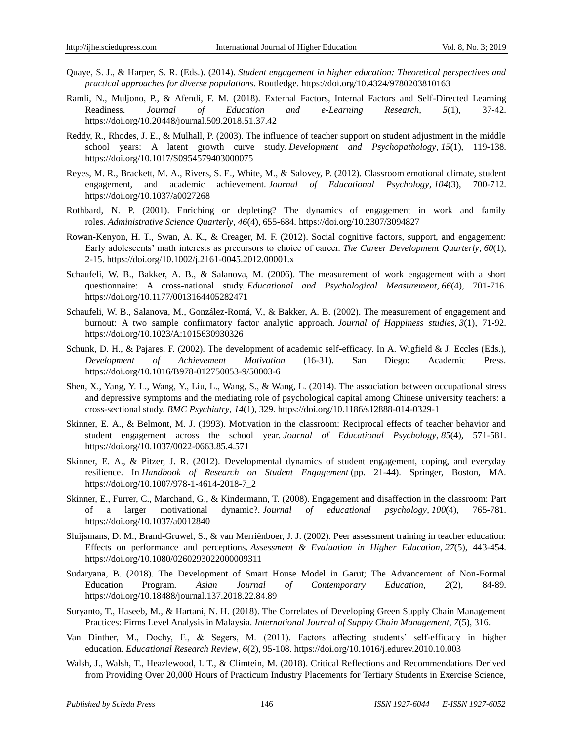Quaye, S. J., & Harper, S. R. (Eds.). (2014). *Student engagement in higher education: Theoretical perspectives and practical approaches for diverse populations*. Routledge. https://doi.org/10.4324/9780203810163

Ramli, N., Muljono, P., & Afendi, F. M. (2018). External Factors, Internal Factors and Self-Directed Learning Readiness. *Journal of Education and e-Learning Research, 5*(1), 37-42. https://doi.org/10.20448/journal.509.2018.51.37.42

Reddy, R., Rhodes, J. E., & Mulhall, P. (2003). The influence of teacher support on student adjustment in the middle school years: A latent growth curve study. *Development and Psychopathology, 15*(1), 119-138. https://doi.org/10.1017/S0954579403000075

Reyes, M. R., Brackett, M. A., Rivers, S. E., White, M., & Salovey, P. (2012). Classroom emotional climate, student engagement, and academic achievement. *Journal of Educational Psychology, 104*(3), 700-712. https://doi.org/10.1037/a0027268

Rothbard, N. P. (2001). Enriching or depleting? The dynamics of engagement in work and family roles. *Administrative Science Quarterly, 46*(4), 655-684. https://doi.org/10.2307/3094827

Rowan-Kenyon, H. T., Swan, A. K., & Creager, M. F. (2012). Social cognitive factors, support, and engagement: Early adolescents' math interests as precursors to choice of career. *The Career Development Quarterly, 60*(1), 2-15. https://doi.org/10.1002/j.2161-0045.2012.00001.x

Schaufeli, W. B., Bakker, A. B., & Salanova, M. (2006). The measurement of work engagement with a short questionnaire: A cross-national study. *Educational and Psychological Measurement, 66*(4), 701-716. https://doi.org/10.1177/0013164405282471

Schaufeli, W. B., Salanova, M., González-Romá, V., & Bakker, A. B. (2002). The measurement of engagement and burnout: A two sample confirmatory factor analytic approach. *Journal of Happiness studies, 3*(1), 71-92. https://doi.org/10.1023/A:1015630930326

Schunk, D. H., & Pajares, F. (2002). The development of academic self-efficacy. In A. Wigfield & J. Eccles (Eds.), *Development of Achievement Motivation* (16-31). San Diego: Academic Press. https://doi.org/10.1016/B978-012750053-9/50003-6

Shen, X., Yang, Y. L., Wang, Y., Liu, L., Wang, S., & Wang, L. (2014). The association between occupational stress and depressive symptoms and the mediating role of psychological capital among Chinese university teachers: a cross-sectional study. *BMC Psychiatry, 14*(1), 329. https://doi.org/10.1186/s12888-014-0329-1

Skinner, E. A., & Belmont, M. J. (1993). Motivation in the classroom: Reciprocal effects of teacher behavior and student engagement across the school year. *Journal of Educational Psychology, 85*(4), 571-581. https://doi.org/10.1037/0022-0663.85.4.571

Skinner, E. A., & Pitzer, J. R. (2012). Developmental dynamics of student engagement, coping, and everyday resilience. In *Handbook of Research on Student Engagement* (pp. 21-44). Springer, Boston, MA. https://doi.org/10.1007/978-1-4614-2018-7_2

Skinner, E., Furrer, C., Marchand, G., & Kindermann, T. (2008). Engagement and disaffection in the classroom: Part of a larger motivational dynamic?. *Journal of educational psychology, 100*(4), 765-781. https://doi.org/10.1037/a0012840

Sluijsmans, D. M., Brand-Gruwel, S., & van Merriënboer, J. J. (2002). Peer assessment training in teacher education: Effects on performance and perceptions. *Assessment & Evaluation in Higher Education, 27*(5), 443-454. https://doi.org/10.1080/0260293022000009311

Sudaryana, B. (2018). The Development of Smart House Model in Garut; The Advancement of Non-Formal Education Program. *Asian Journal of Contemporary Education, 2*(2), 84-89. https://doi.org/10.18488/journal.137.2018.22.84.89

Suryanto, T., Haseeb, M., & Hartani, N. H. (2018). The Correlates of Developing Green Supply Chain Management Practices: Firms Level Analysis in Malaysia. *International Journal of Supply Chain Management, 7*(5), 316.

Van Dinther, M., Dochy, F., & Segers, M. (2011). Factors affecting students' self-efficacy in higher education. *Educational Research Review, 6*(2), 95-108. https://doi.org/10.1016/j.edurev.2010.10.003

Walsh, J., Walsh, T., Heazlewood, I. T., & Climtein, M. (2018). Critical Reflections and Recommendations Derived from Providing Over 20,000 Hours of Practicum Industry Placements for Tertiary Students in Exercise Science,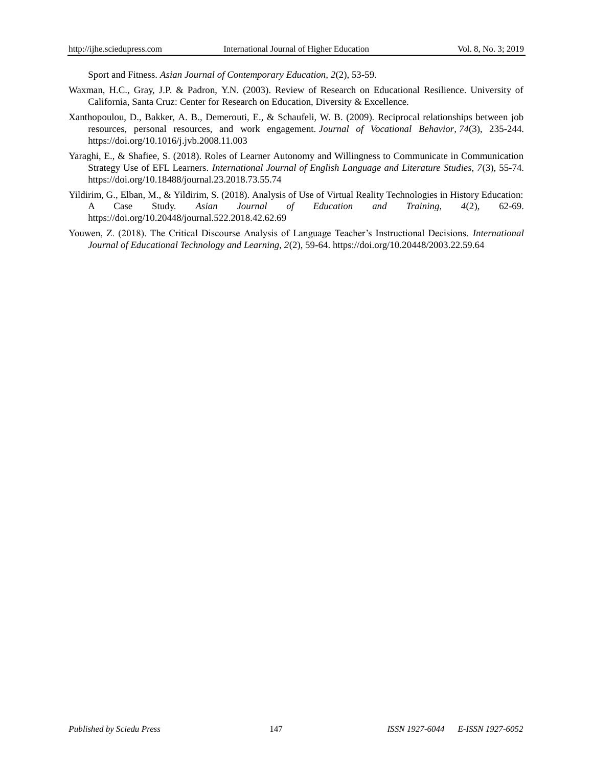Sport and Fitness. *Asian Journal of Contemporary Education, 2*(2), 53-59.

Waxman, H.C., Gray, J.P. & Padron, Y.N. (2003). Review of Research on Educational Resilience. University of California, Santa Cruz: Center for Research on Education, Diversity & Excellence.

Xanthopoulou, D., Bakker, A. B., Demerouti, E., & Schaufeli, W. B. (2009). Reciprocal relationships between job resources, personal resources, and work engagement. *Journal of Vocational Behavior, 74*(3), 235-244. https://doi.org/10.1016/j.jvb.2008.11.003

Yaraghi, E., & Shafiee, S. (2018). Roles of Learner Autonomy and Willingness to Communicate in Communication Strategy Use of EFL Learners. *International Journal of English Language and Literature Studies, 7*(3), 55-74. https://doi.org/10.18488/journal.23.2018.73.55.74

Yildirim, G., Elban, M., & Yildirim, S. (2018). Analysis of Use of Virtual Reality Technologies in History Education: A Case Study. *Asian Journal of Education and Training, 4*(2), 62-69. https://doi.org/10.20448/journal.522.2018.42.62.69

Youwen, Z. (2018). The Critical Discourse Analysis of Language Teacher's Instructional Decisions. *International Journal of Educational Technology and Learning, 2*(2), 59-64. https://doi.org/10.20448/2003.22.59.64